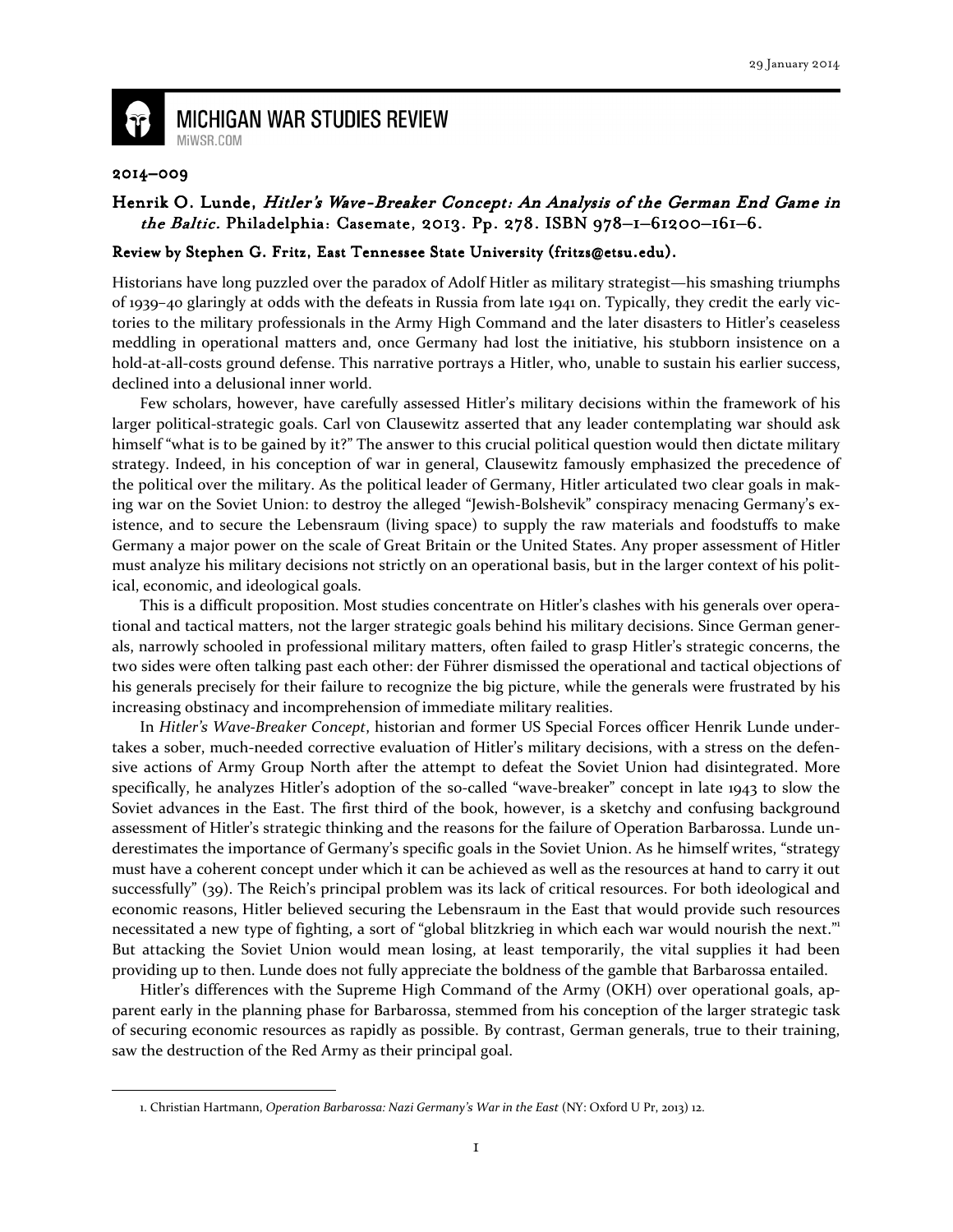2014–009

## Henrik O. Lunde, *Hitler's Wave-Breaker Concept: An Analysis of the German End Game in the Baltic.* Philadelphia: Casemate, 2013. Pp. 278. ISBN 978–1–61200–161–6.

**Review by Stephen G. Fritz, East Tennessee State University (fritzs@etsu.edu).**

Historians have long puzzled over the paradox of Adolf Hitler as military strategist—his smashing triumphs of 1939–40 glaringly at odds with the defeats in Russia from late 1941 on. Typically, they credit the early victories to the military professionals in the Army High Command and the later disasters to Hitler's ceaseless meddling in operational matters and, once Germany had lost the initiative, his stubborn insistence on a hold-at-all-costs ground defense. This narrative portrays a Hitler, who, unable to sustain his earlier success, declined into a delusional inner world.

Few scholars, however, have carefully assessed Hitler's military decisions within the framework of his larger political-strategic goals. Carl von Clausewitz asserted that any leader contemplating war should ask himself "what is to be gained by it?" The answer to this crucial political question would then dictate military strategy. Indeed, in his conception of war in general, Clausewitz famously emphasized the precedence of the political over the military. As the political leader of Germany, Hitler articulated two clear goals in making war on the Soviet Union: to destroy the alleged "Jewish-Bolshevik" conspiracy menacing Germany's existence, and to secure the Lebensraum (living space) to supply the raw materials and foodstuffs to make Germany a major power on the scale of Great Britain or the United States. Any proper assessment of Hitler must analyze his military decisions not strictly on an operational basis, but in the larger context of his political, economic, and ideological goals.

This is a difficult proposition. Most studies concentrate on Hitler's clashes with his generals over operational and tactical matters, not the larger strategic goals behind his military decisions. Since German generals, narrowly schooled in professional military matters, often failed to grasp Hitler's strategic concerns, the two sides were often talking past each other: der Führer dismissed the operational and tactical objections of his generals precisely for their failure to recognize the big picture, while the generals were frustrated by his increasing obstinacy and incomprehension of immediate military realities.

In *Hitler's Wave-Breaker Concept*, historian and former US Special Forces officer Henrik Lunde undertakes a sober, much-needed corrective evaluation of Hitler's military decisions, with a stress on the defensive actions of Army Group North after the attempt to defeat the Soviet Union had disintegrated. More specifically, he analyzes Hitler's adoption of the so-called "wave-breaker" concept in late 1943 to slow the Soviet advances in the East. The first third of the book, however, is a sketchy and confusing background assessment of Hitler's strategic thinking and the reasons for the failure of Operation Barbarossa. Lunde underestimates the importance of Germany's specific goals in the Soviet Union. As he himself writes, "strategy must have a coherent concept under which it can be achieved as well as the resources at hand to carry it out successfully" (39). The Reich's principal problem was its lack of critical resources. For both ideological and economic reasons, Hitler believed securing the Lebensraum in the East that would provide such resources necessitated a new type of fighting, a sort of "global blitzkrieg in which each war would nourish the next."[1] But attacking the Soviet Union would mean losing, at least temporarily, the vital supplies it had been providing up to then. Lunde does not fully appreciate the boldness of the gamble that Barbarossa entailed.

Hitler's differences with the Supreme High Command of the Army (OKH) over operational goals, apparent early in the planning phase for Barbarossa, stemmed from his conception of the larger strategic task of securing economic resources as rapidly as possible. By contrast, German generals, true to their training, saw the destruction of the Red Army as their principal goal.

---

1. Christian Hartmann, *Operation Barbarossa: Nazi Germany's War in the East* (NY: Oxford U Pr, 2013) 12.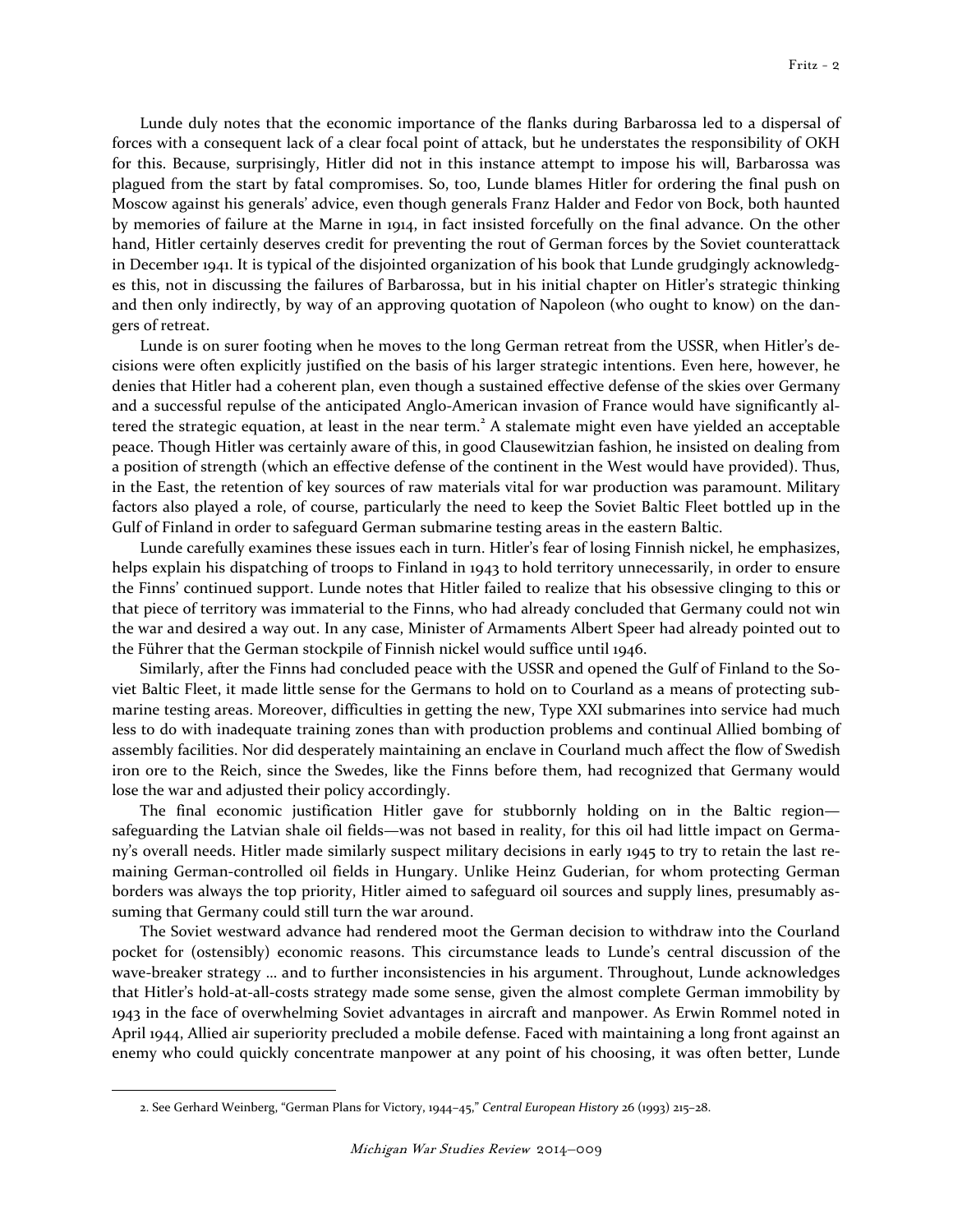Lunde duly notes that the economic importance of the flanks during Barbarossa led to a dispersal of forces with a consequent lack of a clear focal point of attack, but he understates the responsibility of OKH for this. Because, surprisingly, Hitler did not in this instance attempt to impose his will, Barbarossa was plagued from the start by fatal compromises. So, too, Lunde blames Hitler for ordering the final push on Moscow against his generals' advice, even though generals Franz Halder and Fedor von Bock, both haunted by memories of failure at the Marne in 1914, in fact insisted forcefully on the final advance. On the other hand, Hitler certainly deserves credit for preventing the rout of German forces by the Soviet counterattack in December 1941. It is typical of the disjointed organization of his book that Lunde grudgingly acknowledges this, not in discussing the failures of Barbarossa, but in his initial chapter on Hitler's strategic thinking and then only indirectly, by way of an approving quotation of Napoleon (who ought to know) on the dangers of retreat.

Lunde is on surer footing when he moves to the long German retreat from the USSR, when Hitler's decisions were often explicitly justified on the basis of his larger strategic intentions. Even here, however, he denies that Hitler had a coherent plan, even though a sustained effective defense of the skies over Germany and a successful repulse of the anticipated Anglo-American invasion of France would have significantly altered the strategic equation, at least in the near term.[2] A stalemate might even have yielded an acceptable peace. Though Hitler was certainly aware of this, in good Clausewitzian fashion, he insisted on dealing from a position of strength (which an effective defense of the continent in the West would have provided). Thus, in the East, the retention of key sources of raw materials vital for war production was paramount. Military factors also played a role, of course, particularly the need to keep the Soviet Baltic Fleet bottled up in the Gulf of Finland in order to safeguard German submarine testing areas in the eastern Baltic.

Lunde carefully examines these issues each in turn. Hitler's fear of losing Finnish nickel, he emphasizes, helps explain his dispatching of troops to Finland in 1943 to hold territory unnecessarily, in order to ensure the Finns' continued support. Lunde notes that Hitler failed to realize that his obsessive clinging to this or that piece of territory was immaterial to the Finns, who had already concluded that Germany could not win the war and desired a way out. In any case, Minister of Armaments Albert Speer had already pointed out to the Führer that the German stockpile of Finnish nickel would suffice until 1946.

Similarly, after the Finns had concluded peace with the USSR and opened the Gulf of Finland to the Soviet Baltic Fleet, it made little sense for the Germans to hold on to Courland as a means of protecting submarine testing areas. Moreover, difficulties in getting the new, Type XXI submarines into service had much less to do with inadequate training zones than with production problems and continual Allied bombing of assembly facilities. Nor did desperately maintaining an enclave in Courland much affect the flow of Swedish iron ore to the Reich, since the Swedes, like the Finns before them, had recognized that Germany would lose the war and adjusted their policy accordingly.

The final economic justification Hitler gave for stubbornly holding on in the Baltic region—safeguarding the Latvian shale oil fields—was not based in reality, for this oil had little impact on Germany's overall needs. Hitler made similarly suspect military decisions in early 1945 to try to retain the last remaining German-controlled oil fields in Hungary. Unlike Heinz Guderian, for whom protecting German borders was always the top priority, Hitler aimed to safeguard oil sources and supply lines, presumably assuming that Germany could still turn the war around.

The Soviet westward advance had rendered moot the German decision to withdraw into the Courland pocket for (ostensibly) economic reasons. This circumstance leads to Lunde's central discussion of the wave-breaker strategy … and to further inconsistencies in his argument. Throughout, Lunde acknowledges that Hitler's hold-at-all-costs strategy made some sense, given the almost complete German immobility by 1943 in the face of overwhelming Soviet advantages in aircraft and manpower. As Erwin Rommel noted in April 1944, Allied air superiority precluded a mobile defense. Faced with maintaining a long front against an enemy who could quickly concentrate manpower at any point of his choosing, it was often better, Lunde

2. See Gerhard Weinberg, "German Plans for Victory, 1944–45," *Central European History* 26 (1993) 215–28.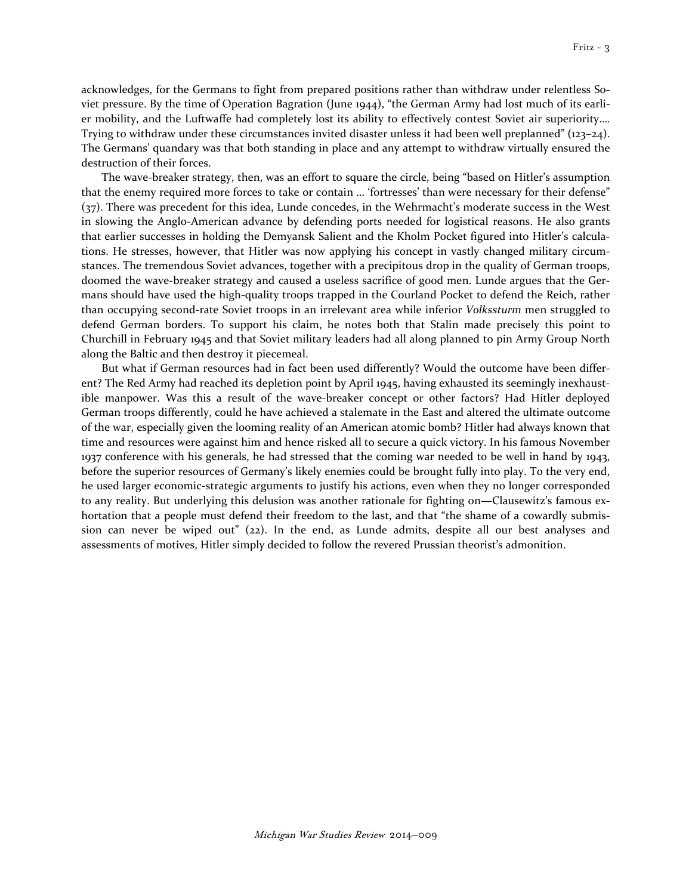acknowledges, for the Germans to fight from prepared positions rather than withdraw under relentless Soviet pressure. By the time of Operation Bagration (June 1944), "the German Army had lost much of its earlier mobility, and the Luftwaffe had completely lost its ability to effectively contest Soviet air superiority.... Trying to withdraw under these circumstances invited disaster unless it had been well preplanned" (123–24). The Germans' quandary was that both standing in place and any attempt to withdraw virtually ensured the destruction of their forces.

The wave-breaker strategy, then, was an effort to square the circle, being "based on Hitler's assumption that the enemy required more forces to take or contain … 'fortresses' than were necessary for their defense" (37). There was precedent for this idea, Lunde concedes, in the Wehrmacht's moderate success in the West in slowing the Anglo-American advance by defending ports needed for logistical reasons. He also grants that earlier successes in holding the Demyansk Salient and the Kholm Pocket figured into Hitler's calculations. He stresses, however, that Hitler was now applying his concept in vastly changed military circumstances. The tremendous Soviet advances, together with a precipitous drop in the quality of German troops, doomed the wave-breaker strategy and caused a useless sacrifice of good men. Lunde argues that the Germans should have used the high-quality troops trapped in the Courland Pocket to defend the Reich, rather than occupying second-rate Soviet troops in an irrelevant area while inferior *Volkssturm* men struggled to defend German borders. To support his claim, he notes both that Stalin made precisely this point to Churchill in February 1945 and that Soviet military leaders had all along planned to pin Army Group North along the Baltic and then destroy it piecemeal.

But what if German resources had in fact been used differently? Would the outcome have been different? The Red Army had reached its depletion point by April 1945, having exhausted its seemingly inexhaustible manpower. Was this a result of the wave-breaker concept or other factors? Had Hitler deployed German troops differently, could he have achieved a stalemate in the East and altered the ultimate outcome of the war, especially given the looming reality of an American atomic bomb? Hitler had always known that time and resources were against him and hence risked all to secure a quick victory. In his famous November 1937 conference with his generals, he had stressed that the coming war needed to be well in hand by 1943, before the superior resources of Germany's likely enemies could be brought fully into play. To the very end, he used larger economic-strategic arguments to justify his actions, even when they no longer corresponded to any reality. But underlying this delusion was another rationale for fighting on—Clausewitz's famous exhortation that a people must defend their freedom to the last, and that "the shame of a cowardly submission can never be wiped out" (22). In the end, as Lunde admits, despite all our best analyses and assessments of motives, Hitler simply decided to follow the revered Prussian theorist's admonition.